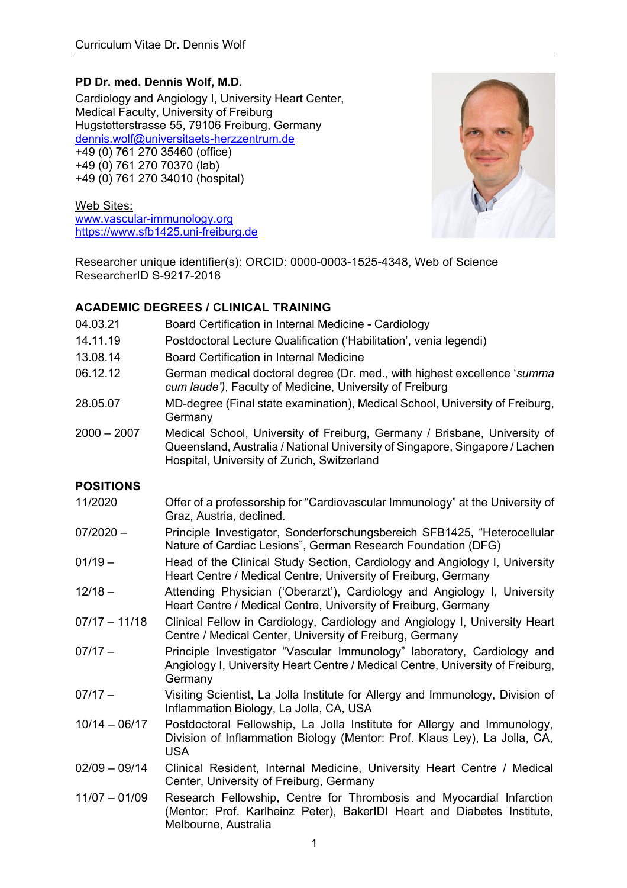**PD Dr. med. Dennis Wolf, M.D.**

Cardiology and Angiology I, University Heart Center,
Medical Faculty, University of Freiburg
Hugstetterstrasse 55, 79106 Freiburg, Germany
dennis.wolf@universitaets-herzzentrum.de
+49 (0) 761 270 35460 (office)
+49 (0) 761 270 70370 (lab)
+49 (0) 761 270 34010 (hospital)

Web Sites:
www.vascular-immunology.org
https://www.sfb1425.uni-freiburg.de

Researcher unique identifier(s): ORCID: 0000-0003-1525-4348, Web of Science ResearcherID S-9217-2018

## ACADEMIC DEGREES / CLINICAL TRAINING

| | |
|---|---|
| 04.03.21 | Board Certification in Internal Medicine - Cardiology |
| 14.11.19 | Postdoctoral Lecture Qualification ('Habilitation', venia legendi) |
| 13.08.14 | Board Certification in Internal Medicine |
| 06.12.12 | German medical doctoral degree (Dr. med., with highest excellence '*summa cum laude')*, Faculty of Medicine, University of Freiburg |
| 28.05.07 | MD-degree (Final state examination), Medical School, University of Freiburg, Germany |
| 2000 – 2007 | Medical School, University of Freiburg, Germany / Brisbane, University of Queensland, Australia / National University of Singapore, Singapore / Lachen Hospital, University of Zurich, Switzerland |

## POSITIONS

| | |
|---|---|
| 11/2020 | Offer of a professorship for "Cardiovascular Immunology" at the University of Graz, Austria, declined. |
| 07/2020 – | Principle Investigator, Sonderforschungsbereich SFB1425, "Heterocellular Nature of Cardiac Lesions", German Research Foundation (DFG) |
| 01/19 – | Head of the Clinical Study Section, Cardiology and Angiology I, University Heart Centre / Medical Centre, University of Freiburg, Germany |
| 12/18 – | Attending Physician ('Oberarzt'), Cardiology and Angiology I, University Heart Centre / Medical Centre, University of Freiburg, Germany |
| 07/17 – 11/18 | Clinical Fellow in Cardiology, Cardiology and Angiology I, University Heart Centre / Medical Center, University of Freiburg, Germany |
| 07/17 – | Principle Investigator "Vascular Immunology" laboratory, Cardiology and Angiology I, University Heart Centre / Medical Centre, University of Freiburg, Germany |
| 07/17 – | Visiting Scientist, La Jolla Institute for Allergy and Immunology, Division of Inflammation Biology, La Jolla, CA, USA |
| 10/14 – 06/17 | Postdoctoral Fellowship, La Jolla Institute for Allergy and Immunology, Division of Inflammation Biology (Mentor: Prof. Klaus Ley), La Jolla, CA, USA |
| 02/09 – 09/14 | Clinical Resident, Internal Medicine, University Heart Centre / Medical Center, University of Freiburg, Germany |
| 11/07 – 01/09 | Research Fellowship, Centre for Thrombosis and Myocardial Infarction (Mentor: Prof. Karlheinz Peter), BakerIDI Heart and Diabetes Institute, Melbourne, Australia |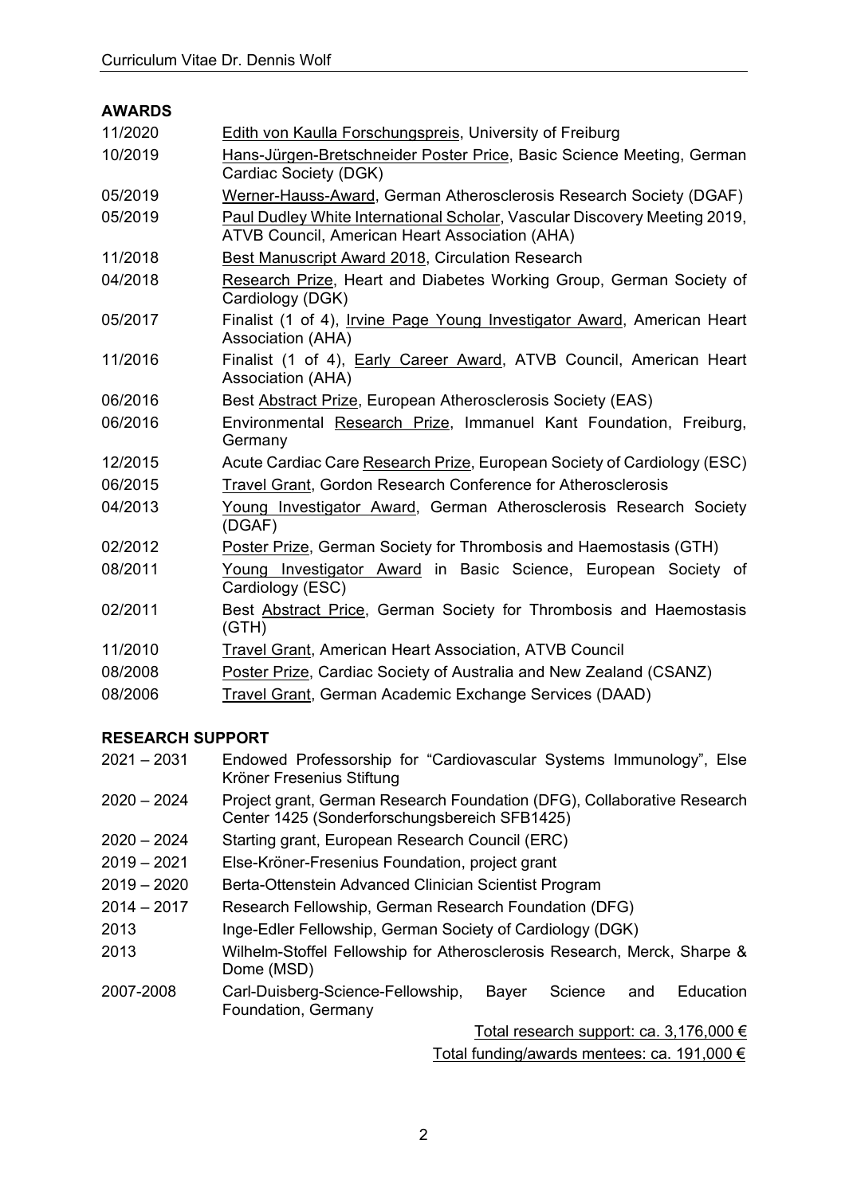## AWARDS

| | |
|---|---|
| 11/2020 | Edith von Kaulla Forschungspreis, University of Freiburg |
| 10/2019 | Hans-Jürgen-Bretschneider Poster Price, Basic Science Meeting, German Cardiac Society (DGK) |
| 05/2019 | Werner-Hauss-Award, German Atherosclerosis Research Society (DGAF) |
| 05/2019 | Paul Dudley White International Scholar, Vascular Discovery Meeting 2019, ATVB Council, American Heart Association (AHA) |
| 11/2018 | Best Manuscript Award 2018, Circulation Research |
| 04/2018 | Research Prize, Heart and Diabetes Working Group, German Society of Cardiology (DGK) |
| 05/2017 | Finalist (1 of 4), Irvine Page Young Investigator Award, American Heart Association (AHA) |
| 11/2016 | Finalist (1 of 4), Early Career Award, ATVB Council, American Heart Association (AHA) |
| 06/2016 | Best Abstract Prize, European Atherosclerosis Society (EAS) |
| 06/2016 | Environmental Research Prize, Immanuel Kant Foundation, Freiburg, Germany |
| 12/2015 | Acute Cardiac Care Research Prize, European Society of Cardiology (ESC) |
| 06/2015 | Travel Grant, Gordon Research Conference for Atherosclerosis |
| 04/2013 | Young Investigator Award, German Atherosclerosis Research Society (DGAF) |
| 02/2012 | Poster Prize, German Society for Thrombosis and Haemostasis (GTH) |
| 08/2011 | Young Investigator Award in Basic Science, European Society of Cardiology (ESC) |
| 02/2011 | Best Abstract Price, German Society for Thrombosis and Haemostasis (GTH) |
| 11/2010 | Travel Grant, American Heart Association, ATVB Council |
| 08/2008 | Poster Prize, Cardiac Society of Australia and New Zealand (CSANZ) |
| 08/2006 | Travel Grant, German Academic Exchange Services (DAAD) |

## RESEARCH SUPPORT

| | |
|---|---|
| 2021 – 2031 | Endowed Professorship for "Cardiovascular Systems Immunology", Else Kröner Fresenius Stiftung |
| 2020 – 2024 | Project grant, German Research Foundation (DFG), Collaborative Research Center 1425 (Sonderforschungsbereich SFB1425) |
| 2020 – 2024 | Starting grant, European Research Council (ERC) |
| 2019 – 2021 | Else-Kröner-Fresenius Foundation, project grant |
| 2019 – 2020 | Berta-Ottenstein Advanced Clinician Scientist Program |
| 2014 – 2017 | Research Fellowship, German Research Foundation (DFG) |
| 2013 | Inge-Edler Fellowship, German Society of Cardiology (DGK) |
| 2013 | Wilhelm-Stoffel Fellowship for Atherosclerosis Research, Merck, Sharpe & Dome (MSD) |
| 2007-2008 | Carl-Duisberg-Science-Fellowship, Bayer Science and Education Foundation, Germany |

Total research support: ca. 3,176,000 €

Total funding/awards mentees: ca. 191,000 €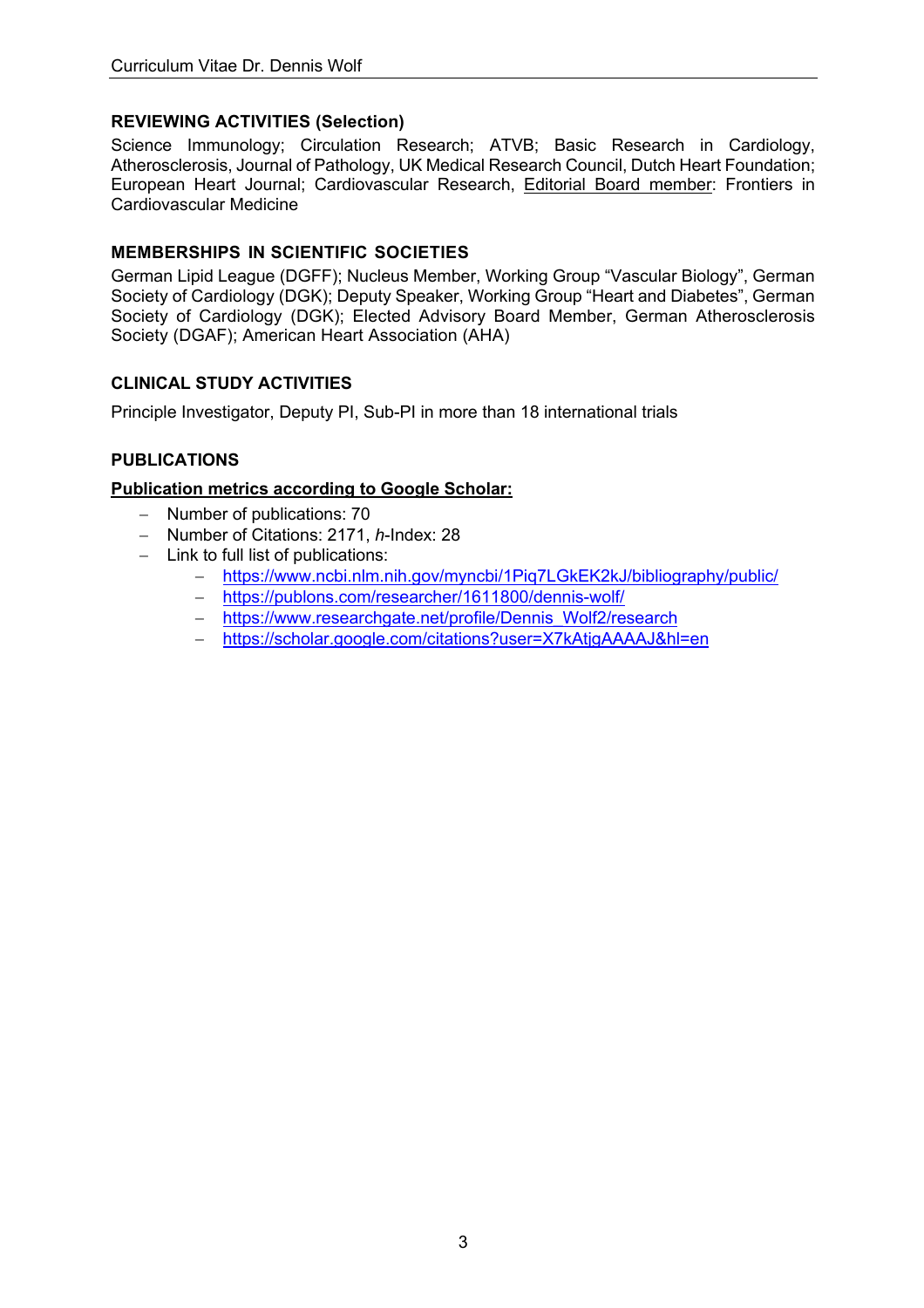**REVIEWING ACTIVITIES (Selection)**

Science Immunology; Circulation Research; ATVB; Basic Research in Cardiology, Atherosclerosis, Journal of Pathology, UK Medical Research Council, Dutch Heart Foundation; European Heart Journal; Cardiovascular Research, Editorial Board member: Frontiers in Cardiovascular Medicine

**MEMBERSHIPS IN SCIENTIFIC SOCIETIES**

German Lipid League (DGFF); Nucleus Member, Working Group "Vascular Biology", German Society of Cardiology (DGK); Deputy Speaker, Working Group "Heart and Diabetes", German Society of Cardiology (DGK); Elected Advisory Board Member, German Atherosclerosis Society (DGAF); American Heart Association (AHA)

**CLINICAL STUDY ACTIVITIES**

Principle Investigator, Deputy PI, Sub-PI in more than 18 international trials

**PUBLICATIONS**

**Publication metrics according to Google Scholar:**

- Number of publications: 70
- Number of Citations: 2171, *h*-Index: 28
- Link to full list of publications:
  - https://www.ncbi.nlm.nih.gov/myncbi/1Piq7LGkEK2kJ/bibliography/public/
  - https://publons.com/researcher/1611800/dennis-wolf/
  - https://www.researchgate.net/profile/Dennis_Wolf2/research
  - https://scholar.google.com/citations?user=X7kAtjgAAAAJ&hl=en